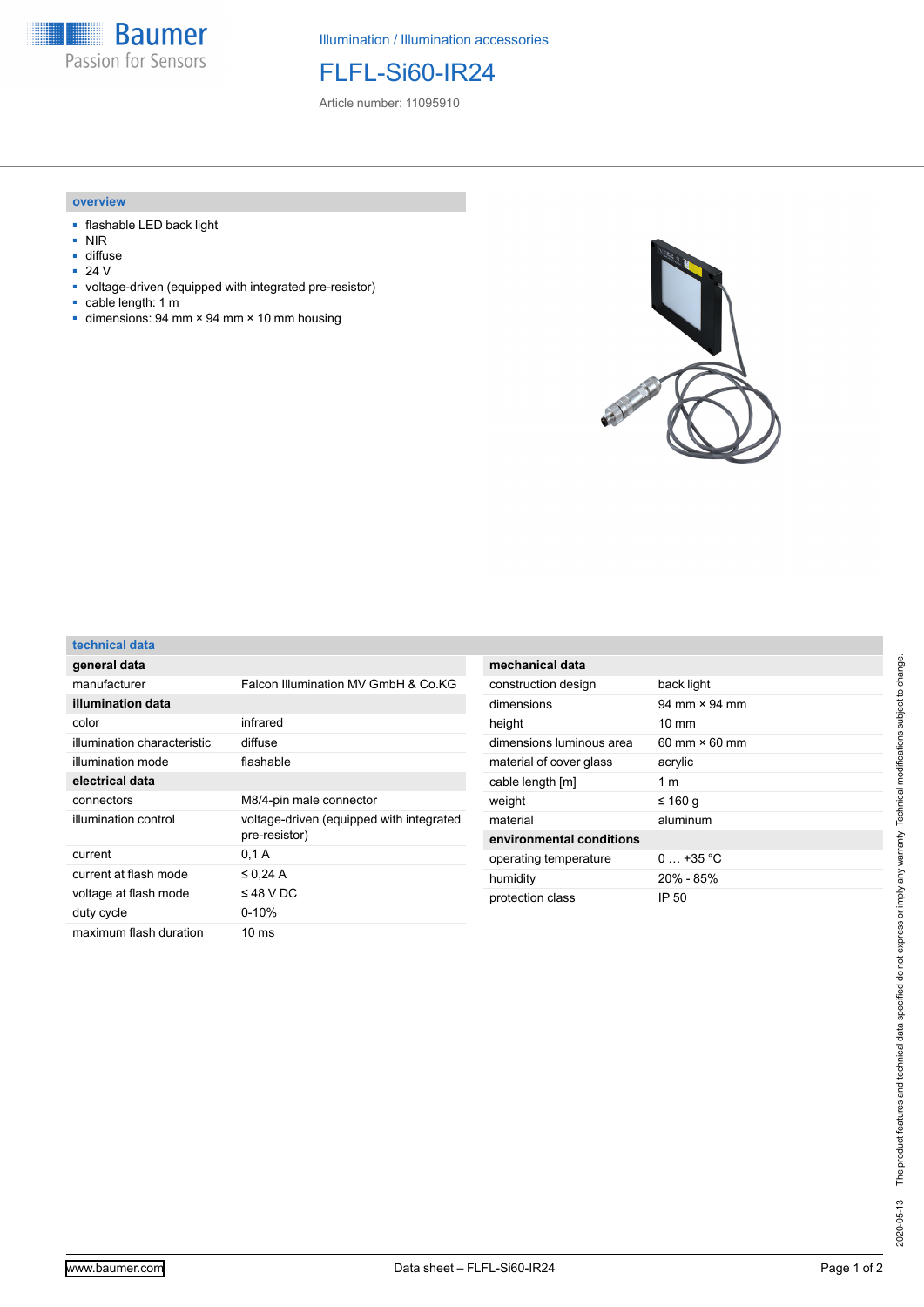Illumination / Illumination accessories

# FLFL-Si60-IR24

Article number: 11095910

## overview

- flashable LED back light
- NIR
- diffuse
- 24 V
- voltage-driven (equipped with integrated pre-resistor)
- cable length: 1 m
- dimensions: 94 mm × 94 mm × 10 mm housing

## technical data

| general data | |
|---|---|
| manufacturer | Falcon Illumination MV GmbH & Co.KG |
| **illumination data** | |
| color | infrared |
| illumination characteristic | diffuse |
| illumination mode | flashable |
| **electrical data** | |
| connectors | M8/4-pin male connector |
| illumination control | voltage-driven (equipped with integrated pre-resistor) |
| current | 0,1 A |
| current at flash mode | ≤ 0,24 A |
| voltage at flash mode | ≤ 48 V DC |
| duty cycle | 0-10% |
| maximum flash duration | 10 ms |

| mechanical data | |
|---|---|
| construction design | back light |
| dimensions | 94 mm × 94 mm |
| height | 10 mm |
| dimensions luminous area | 60 mm × 60 mm |
| material of cover glass | acrylic |
| cable length [m] | 1 m |
| weight | ≤ 160 g |
| material | aluminum |
| **environmental conditions** | |
| operating temperature | 0 … +35 °C |
| humidity | 20% - 85% |
| protection class | IP 50 |

2020-05-13 The product features and technical data specified do not express or imply any warranty. Technical modifications subject to change.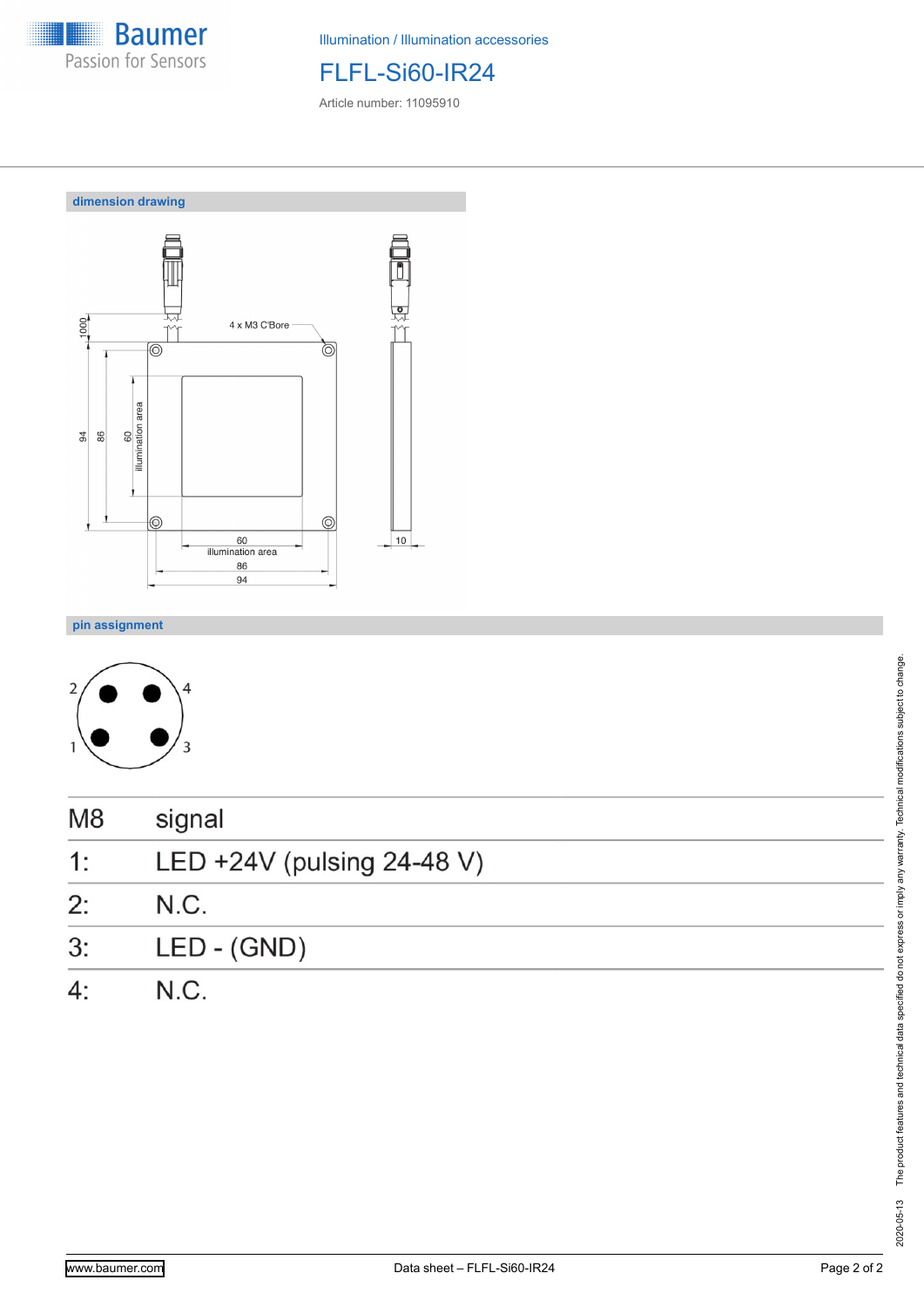Illumination / Illumination accessories

# FLFL-Si60-IR24

Article number: 11095910

## dimension drawing

4 x M3 C'Bore

1000

94

86

60
illumination area

60
illumination area

86

94

10

## pin assignment

2 4

1 3

| M8 | signal |
|---|---|
| 1: | LED +24V (pulsing 24-48 V) |
| 2: | N.C. |
| 3: | LED - (GND) |
| 4: | N.C. |

The product features and technical data specified do not express or imply any warranty. Technical modifications subject to change.

2020-05-13

www.baumer.com

Data sheet – FLFL-Si60-IR24